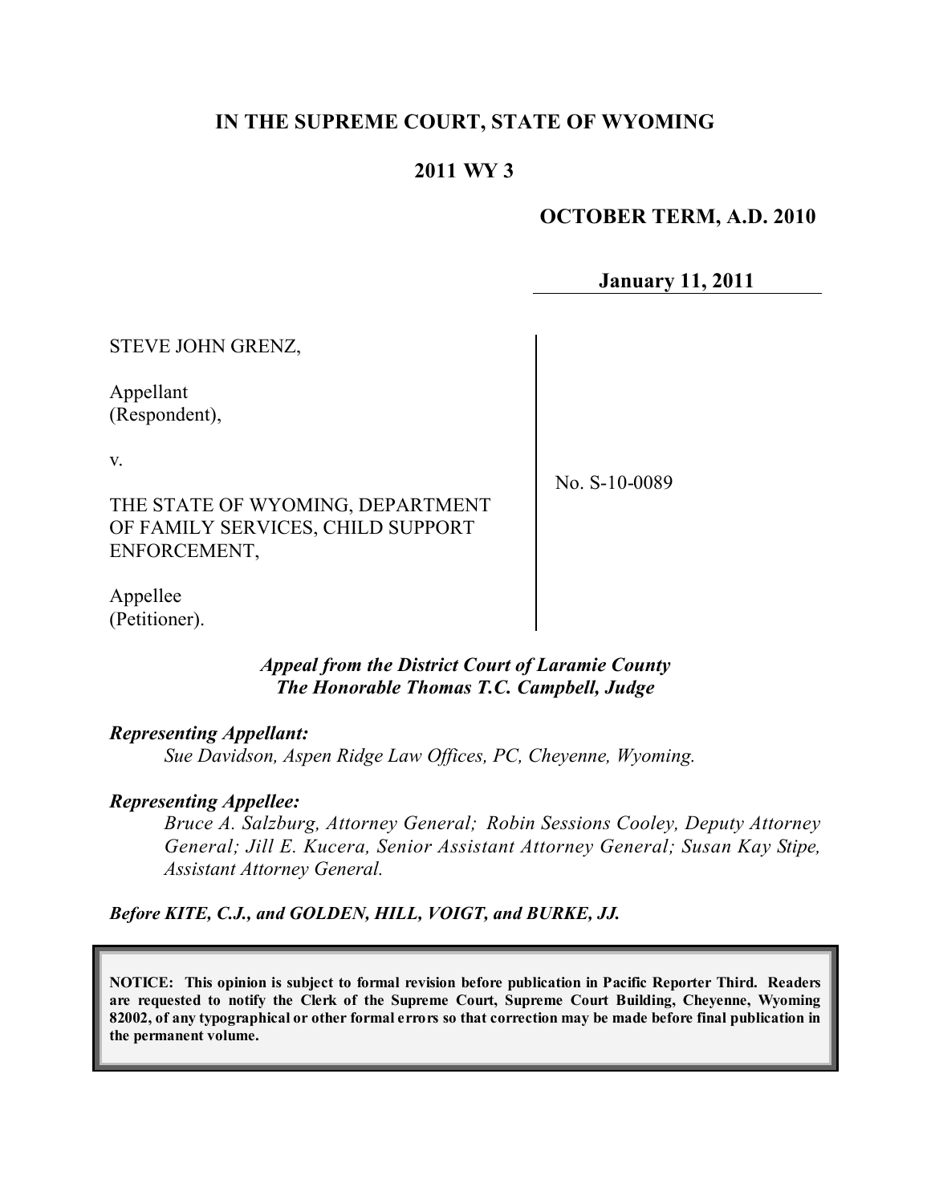# IN THE SUPREME COURT, STATE OF WYOMING

## 2011 WY 3

**OCTOBER TERM, A.D. 2010**

**January 11, 2011**

STEVE JOHN GRENZ,

Appellant
(Respondent),

v.

THE STATE OF WYOMING, DEPARTMENT OF FAMILY SERVICES, CHILD SUPPORT ENFORCEMENT,

Appellee
(Petitioner).

No. S-10-0089

***Appeal from the District Court of Laramie County***
***The Honorable Thomas T.C. Campbell, Judge***

***Representing Appellant:***

*Sue Davidson, Aspen Ridge Law Offices, PC, Cheyenne, Wyoming.*

***Representing Appellee:***

*Bruce A. Salzburg, Attorney General; Robin Sessions Cooley, Deputy Attorney General; Jill E. Kucera, Senior Assistant Attorney General; Susan Kay Stipe, Assistant Attorney General.*

***Before KITE, C.J., and GOLDEN, HILL, VOIGT, and BURKE, JJ.***

**NOTICE: This opinion is subject to formal revision before publication in Pacific Reporter Third. Readers are requested to notify the Clerk of the Supreme Court, Supreme Court Building, Cheyenne, Wyoming 82002, of any typographical or other formal errors so that correction may be made before final publication in the permanent volume.**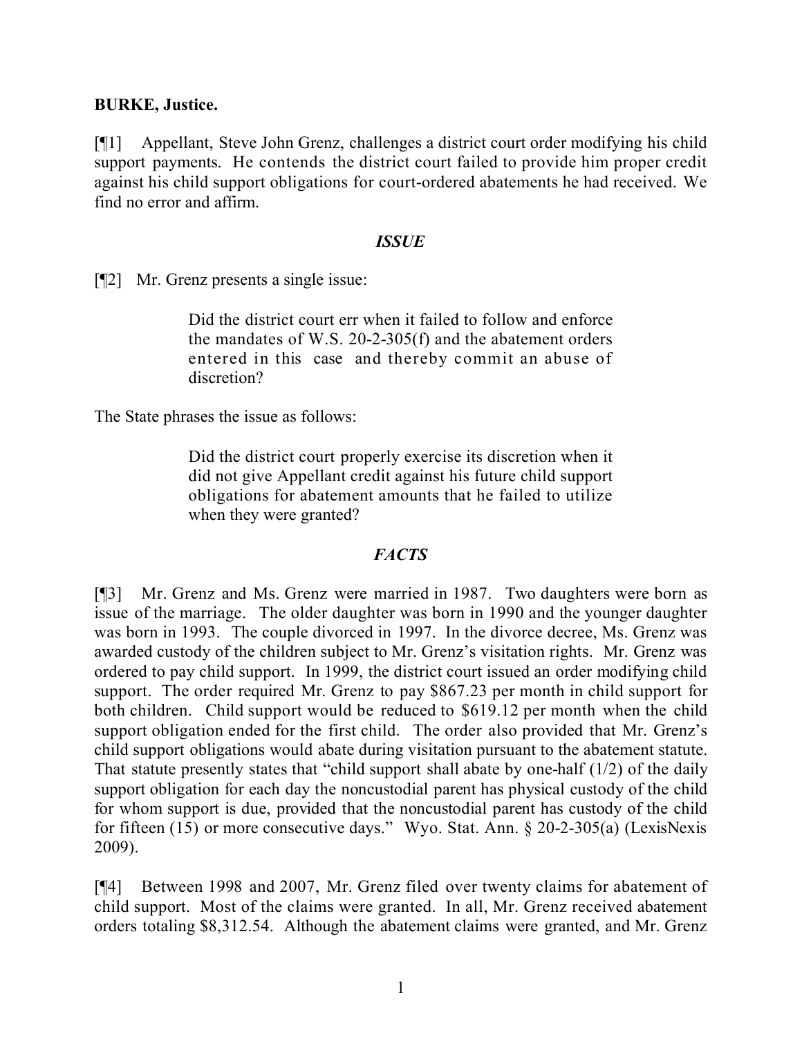**BURKE, Justice.**

[¶1] Appellant, Steve John Grenz, challenges a district court order modifying his child support payments. He contends the district court failed to provide him proper credit against his child support obligations for court-ordered abatements he had received. We find no error and affirm.

### *ISSUE*

[¶2] Mr. Grenz presents a single issue:

> Did the district court err when it failed to follow and enforce the mandates of W.S. 20-2-305(f) and the abatement orders entered in this case and thereby commit an abuse of discretion?

The State phrases the issue as follows:

> Did the district court properly exercise its discretion when it did not give Appellant credit against his future child support obligations for abatement amounts that he failed to utilize when they were granted?

### *FACTS*

[¶3] Mr. Grenz and Ms. Grenz were married in 1987. Two daughters were born as issue of the marriage. The older daughter was born in 1990 and the younger daughter was born in 1993. The couple divorced in 1997. In the divorce decree, Ms. Grenz was awarded custody of the children subject to Mr. Grenz's visitation rights. Mr. Grenz was ordered to pay child support. In 1999, the district court issued an order modifying child support. The order required Mr. Grenz to pay $867.23 per month in child support for both children. Child support would be reduced to $619.12 per month when the child support obligation ended for the first child. The order also provided that Mr. Grenz's child support obligations would abate during visitation pursuant to the abatement statute. That statute presently states that "child support shall abate by one-half (1/2) of the daily support obligation for each day the noncustodial parent has physical custody of the child for whom support is due, provided that the noncustodial parent has custody of the child for fifteen (15) or more consecutive days." Wyo. Stat. Ann. § 20-2-305(a) (LexisNexis 2009).

[¶4] Between 1998 and 2007, Mr. Grenz filed over twenty claims for abatement of child support. Most of the claims were granted. In all, Mr. Grenz received abatement orders totaling $8,312.54. Although the abatement claims were granted, and Mr. Grenz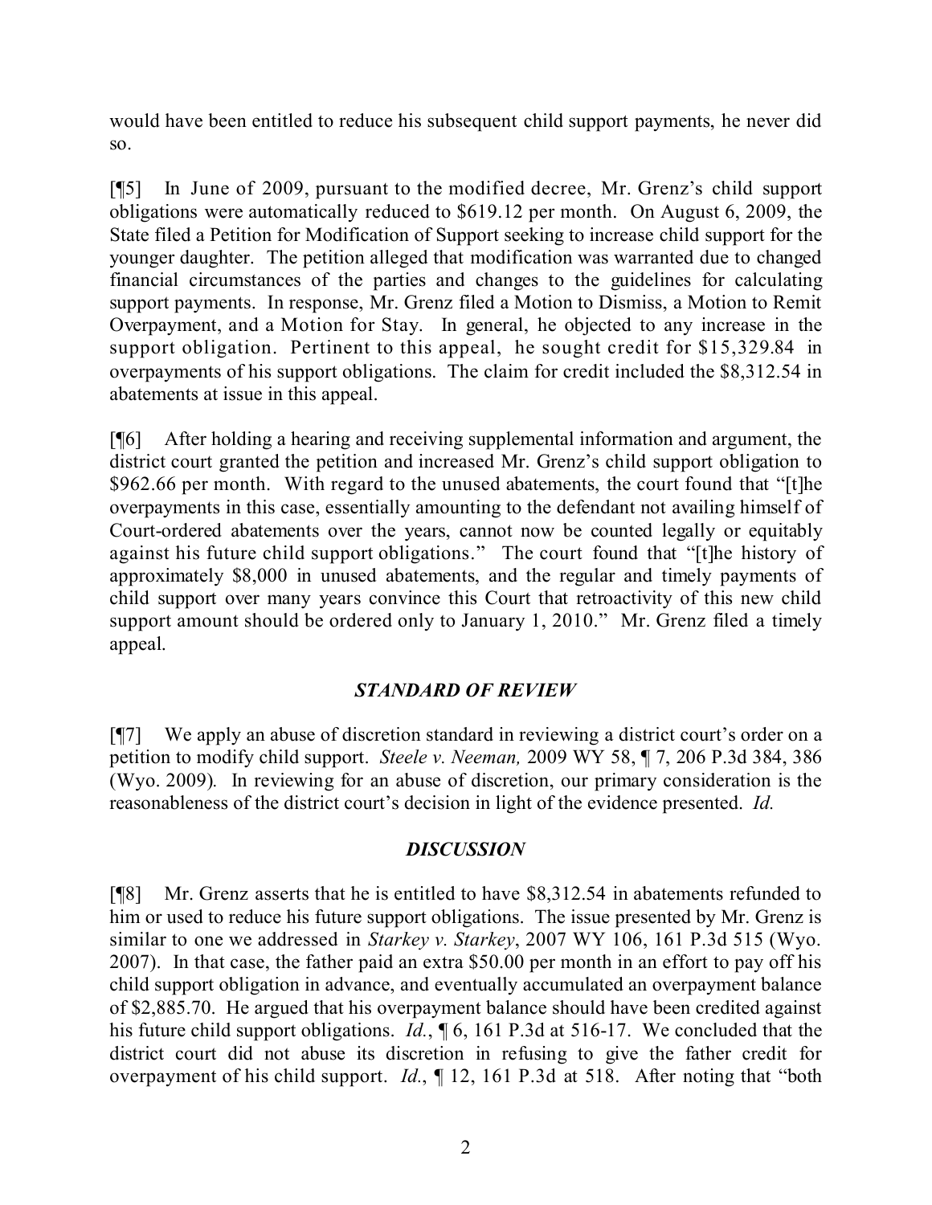would have been entitled to reduce his subsequent child support payments, he never did so.

[¶5] In June of 2009, pursuant to the modified decree, Mr. Grenz's child support obligations were automatically reduced to $619.12 per month. On August 6, 2009, the State filed a Petition for Modification of Support seeking to increase child support for the younger daughter. The petition alleged that modification was warranted due to changed financial circumstances of the parties and changes to the guidelines for calculating support payments. In response, Mr. Grenz filed a Motion to Dismiss, a Motion to Remit Overpayment, and a Motion for Stay. In general, he objected to any increase in the support obligation. Pertinent to this appeal, he sought credit for $15,329.84 in overpayments of his support obligations. The claim for credit included the $8,312.54 in abatements at issue in this appeal.

[¶6] After holding a hearing and receiving supplemental information and argument, the district court granted the petition and increased Mr. Grenz's child support obligation to $962.66 per month. With regard to the unused abatements, the court found that "[t]he overpayments in this case, essentially amounting to the defendant not availing himself of Court-ordered abatements over the years, cannot now be counted legally or equitably against his future child support obligations." The court found that "[t]he history of approximately $8,000 in unused abatements, and the regular and timely payments of child support over many years convince this Court that retroactivity of this new child support amount should be ordered only to January 1, 2010." Mr. Grenz filed a timely appeal.

## *STANDARD OF REVIEW*

[¶7] We apply an abuse of discretion standard in reviewing a district court's order on a petition to modify child support. *Steele v. Neeman,* 2009 WY 58, ¶ 7, 206 P.3d 384, 386 (Wyo. 2009). In reviewing for an abuse of discretion, our primary consideration is the reasonableness of the district court's decision in light of the evidence presented. *Id.*

## *DISCUSSION*

[¶8] Mr. Grenz asserts that he is entitled to have $8,312.54 in abatements refunded to him or used to reduce his future support obligations. The issue presented by Mr. Grenz is similar to one we addressed in *Starkey v. Starkey*, 2007 WY 106, 161 P.3d 515 (Wyo. 2007). In that case, the father paid an extra $50.00 per month in an effort to pay off his child support obligation in advance, and eventually accumulated an overpayment balance of $2,885.70. He argued that his overpayment balance should have been credited against his future child support obligations. *Id.*, ¶ 6, 161 P.3d at 516-17. We concluded that the district court did not abuse its discretion in refusing to give the father credit for overpayment of his child support. *Id.*, ¶ 12, 161 P.3d at 518. After noting that "both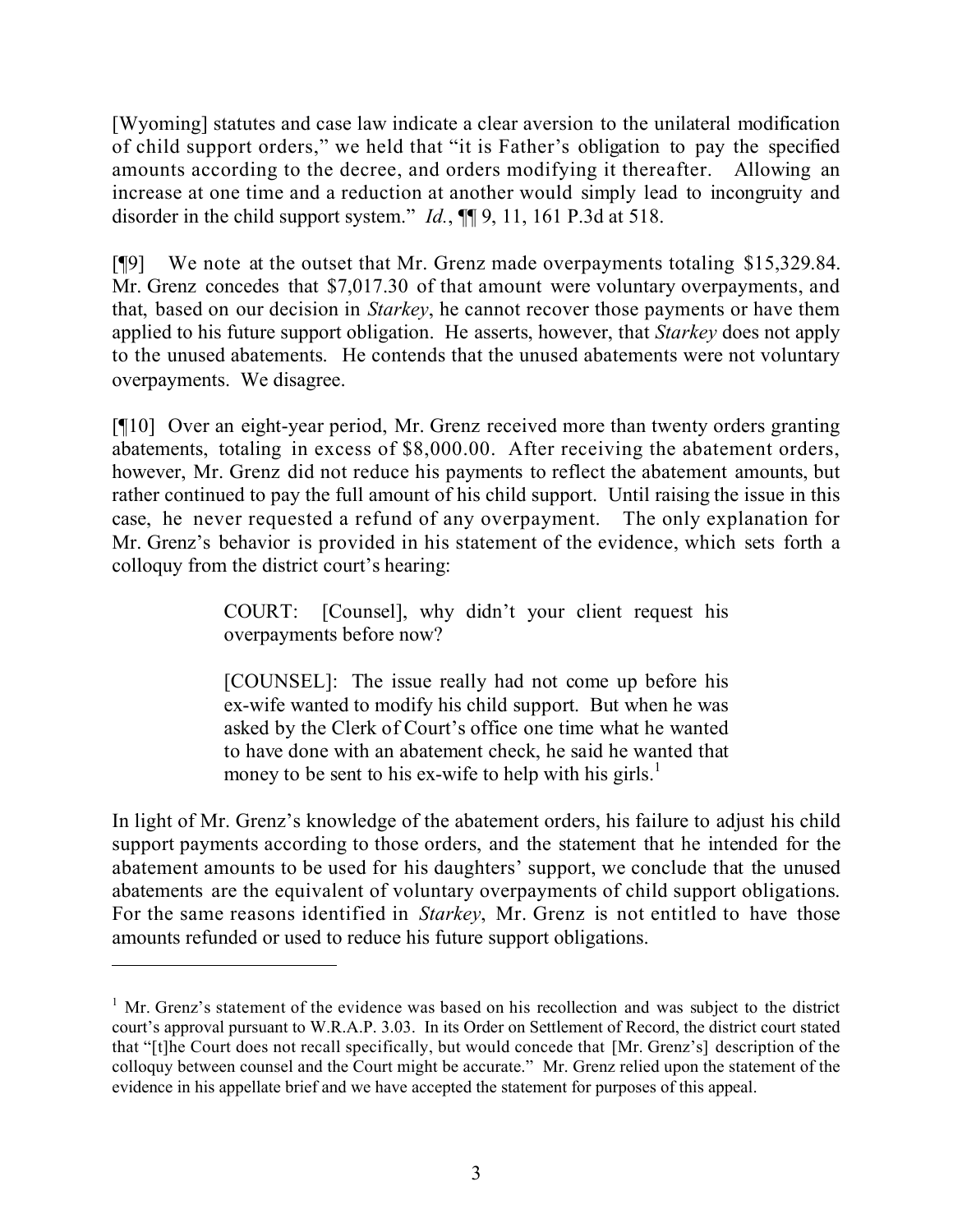[Wyoming] statutes and case law indicate a clear aversion to the unilateral modification of child support orders," we held that "it is Father's obligation to pay the specified amounts according to the decree, and orders modifying it thereafter. Allowing an increase at one time and a reduction at another would simply lead to incongruity and disorder in the child support system." *Id.*, ¶¶ 9, 11, 161 P.3d at 518.

[¶9] We note at the outset that Mr. Grenz made overpayments totaling $15,329.84. Mr. Grenz concedes that $7,017.30 of that amount were voluntary overpayments, and that, based on our decision in *Starkey*, he cannot recover those payments or have them applied to his future support obligation. He asserts, however, that *Starkey* does not apply to the unused abatements. He contends that the unused abatements were not voluntary overpayments. We disagree.

[¶10] Over an eight-year period, Mr. Grenz received more than twenty orders granting abatements, totaling in excess of $8,000.00. After receiving the abatement orders, however, Mr. Grenz did not reduce his payments to reflect the abatement amounts, but rather continued to pay the full amount of his child support. Until raising the issue in this case, he never requested a refund of any overpayment. The only explanation for Mr. Grenz's behavior is provided in his statement of the evidence, which sets forth a colloquy from the district court's hearing:

> COURT: [Counsel], why didn't your client request his overpayments before now?
>
> [COUNSEL]: The issue really had not come up before his ex-wife wanted to modify his child support. But when he was asked by the Clerk of Court's office one time what he wanted to have done with an abatement check, he said he wanted that money to be sent to his ex-wife to help with his girls.[1]

In light of Mr. Grenz's knowledge of the abatement orders, his failure to adjust his child support payments according to those orders, and the statement that he intended for the abatement amounts to be used for his daughters' support, we conclude that the unused abatements are the equivalent of voluntary overpayments of child support obligations. For the same reasons identified in *Starkey*, Mr. Grenz is not entitled to have those amounts refunded or used to reduce his future support obligations.

---

[1] Mr. Grenz's statement of the evidence was based on his recollection and was subject to the district court's approval pursuant to W.R.A.P. 3.03. In its Order on Settlement of Record, the district court stated that "[t]he Court does not recall specifically, but would concede that [Mr. Grenz's] description of the colloquy between counsel and the Court might be accurate." Mr. Grenz relied upon the statement of the evidence in his appellate brief and we have accepted the statement for purposes of this appeal.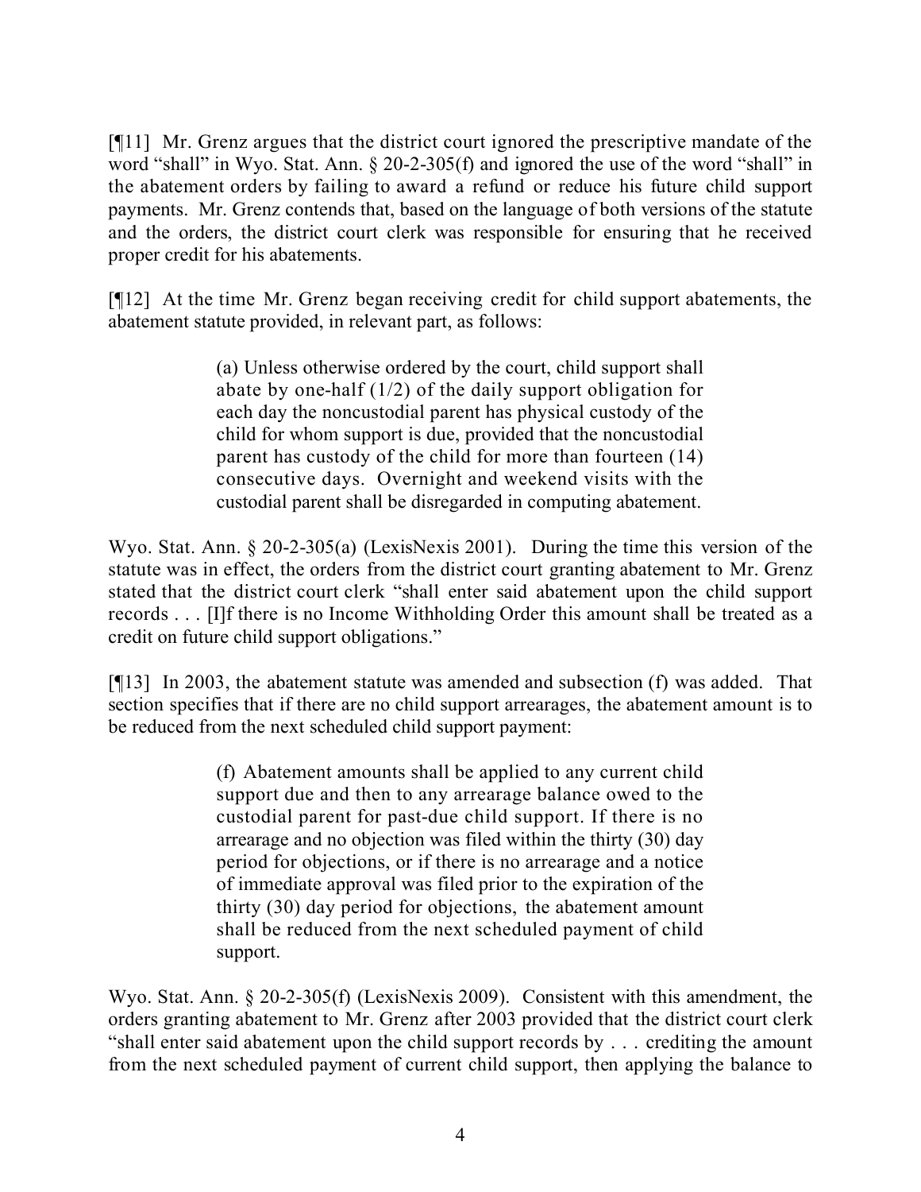[¶11] Mr. Grenz argues that the district court ignored the prescriptive mandate of the word "shall" in Wyo. Stat. Ann. § 20-2-305(f) and ignored the use of the word "shall" in the abatement orders by failing to award a refund or reduce his future child support payments. Mr. Grenz contends that, based on the language of both versions of the statute and the orders, the district court clerk was responsible for ensuring that he received proper credit for his abatements.

[¶12] At the time Mr. Grenz began receiving credit for child support abatements, the abatement statute provided, in relevant part, as follows:

> (a) Unless otherwise ordered by the court, child support shall abate by one-half (1/2) of the daily support obligation for each day the noncustodial parent has physical custody of the child for whom support is due, provided that the noncustodial parent has custody of the child for more than fourteen (14) consecutive days. Overnight and weekend visits with the custodial parent shall be disregarded in computing abatement.

Wyo. Stat. Ann. § 20-2-305(a) (LexisNexis 2001). During the time this version of the statute was in effect, the orders from the district court granting abatement to Mr. Grenz stated that the district court clerk "shall enter said abatement upon the child support records . . . [I]f there is no Income Withholding Order this amount shall be treated as a credit on future child support obligations."

[¶13] In 2003, the abatement statute was amended and subsection (f) was added. That section specifies that if there are no child support arrearages, the abatement amount is to be reduced from the next scheduled child support payment:

> (f) Abatement amounts shall be applied to any current child support due and then to any arrearage balance owed to the custodial parent for past-due child support. If there is no arrearage and no objection was filed within the thirty (30) day period for objections, or if there is no arrearage and a notice of immediate approval was filed prior to the expiration of the thirty (30) day period for objections, the abatement amount shall be reduced from the next scheduled payment of child support.

Wyo. Stat. Ann. § 20-2-305(f) (LexisNexis 2009). Consistent with this amendment, the orders granting abatement to Mr. Grenz after 2003 provided that the district court clerk "shall enter said abatement upon the child support records by . . . crediting the amount from the next scheduled payment of current child support, then applying the balance to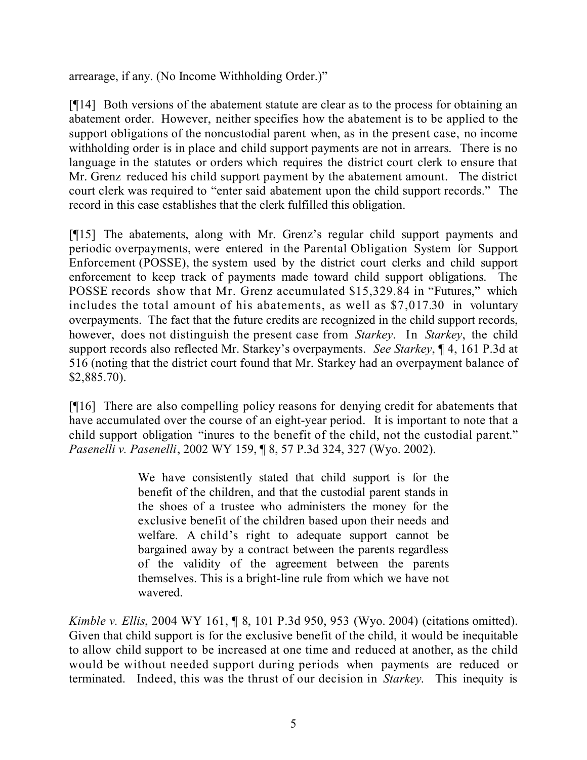arrearage, if any. (No Income Withholding Order.)"

[¶14] Both versions of the abatement statute are clear as to the process for obtaining an abatement order. However, neither specifies how the abatement is to be applied to the support obligations of the noncustodial parent when, as in the present case, no income withholding order is in place and child support payments are not in arrears. There is no language in the statutes or orders which requires the district court clerk to ensure that Mr. Grenz reduced his child support payment by the abatement amount. The district court clerk was required to "enter said abatement upon the child support records." The record in this case establishes that the clerk fulfilled this obligation.

[¶15] The abatements, along with Mr. Grenz's regular child support payments and periodic overpayments, were entered in the Parental Obligation System for Support Enforcement (POSSE), the system used by the district court clerks and child support enforcement to keep track of payments made toward child support obligations. The POSSE records show that Mr. Grenz accumulated $15,329.84 in "Futures," which includes the total amount of his abatements, as well as $7,017.30 in voluntary overpayments. The fact that the future credits are recognized in the child support records, however, does not distinguish the present case from *Starkey*. In *Starkey*, the child support records also reflected Mr. Starkey's overpayments. *See Starkey*, ¶ 4, 161 P.3d at 516 (noting that the district court found that Mr. Starkey had an overpayment balance of $2,885.70).

[¶16] There are also compelling policy reasons for denying credit for abatements that have accumulated over the course of an eight-year period. It is important to note that a child support obligation "inures to the benefit of the child, not the custodial parent." *Pasenelli v. Pasenelli*, 2002 WY 159, ¶ 8, 57 P.3d 324, 327 (Wyo. 2002).

> We have consistently stated that child support is for the benefit of the children, and that the custodial parent stands in the shoes of a trustee who administers the money for the exclusive benefit of the children based upon their needs and welfare. A child's right to adequate support cannot be bargained away by a contract between the parents regardless of the validity of the agreement between the parents themselves. This is a bright-line rule from which we have not wavered.

*Kimble v. Ellis*, 2004 WY 161, ¶ 8, 101 P.3d 950, 953 (Wyo. 2004) (citations omitted). Given that child support is for the exclusive benefit of the child, it would be inequitable to allow child support to be increased at one time and reduced at another, as the child would be without needed support during periods when payments are reduced or terminated. Indeed, this was the thrust of our decision in *Starkey*. This inequity is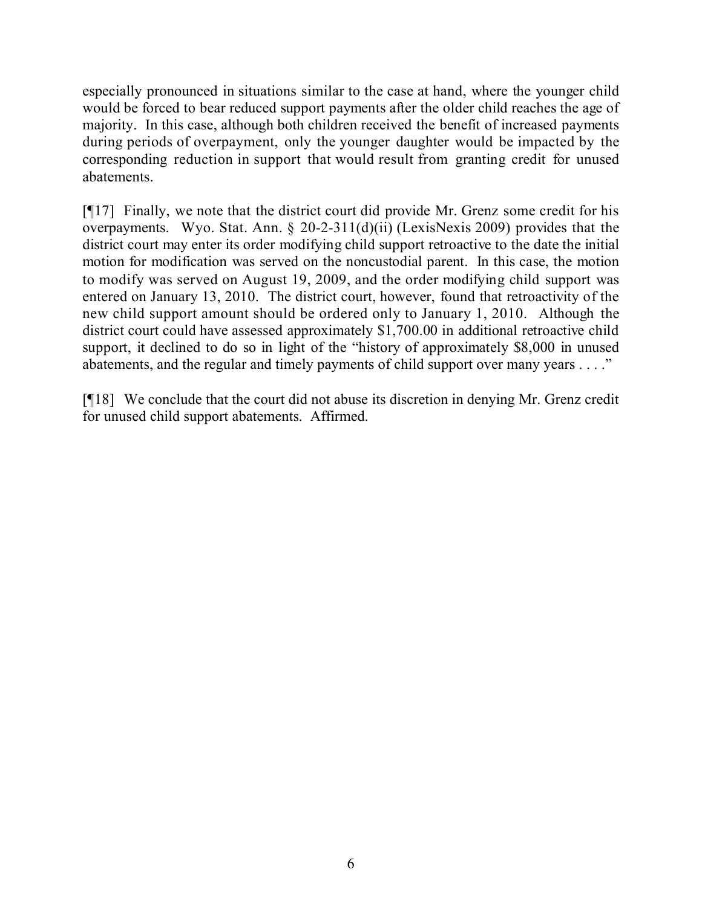especially pronounced in situations similar to the case at hand, where the younger child would be forced to bear reduced support payments after the older child reaches the age of majority. In this case, although both children received the benefit of increased payments during periods of overpayment, only the younger daughter would be impacted by the corresponding reduction in support that would result from granting credit for unused abatements.

[¶17] Finally, we note that the district court did provide Mr. Grenz some credit for his overpayments. Wyo. Stat. Ann. § 20-2-311(d)(ii) (LexisNexis 2009) provides that the district court may enter its order modifying child support retroactive to the date the initial motion for modification was served on the noncustodial parent. In this case, the motion to modify was served on August 19, 2009, and the order modifying child support was entered on January 13, 2010. The district court, however, found that retroactivity of the new child support amount should be ordered only to January 1, 2010. Although the district court could have assessed approximately $1,700.00 in additional retroactive child support, it declined to do so in light of the "history of approximately $8,000 in unused abatements, and the regular and timely payments of child support over many years . . . ."

[¶18] We conclude that the court did not abuse its discretion in denying Mr. Grenz credit for unused child support abatements. Affirmed.